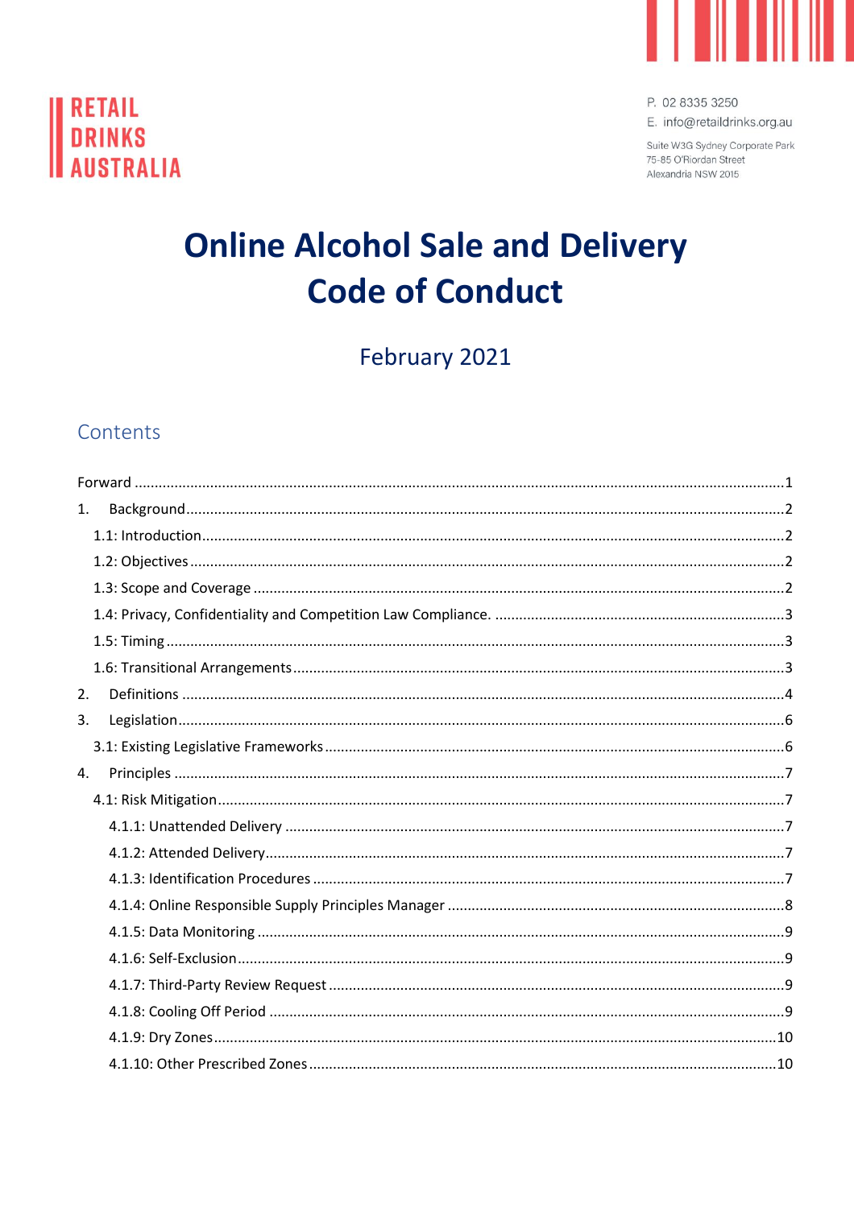RETAIL DRINKS AUSTRALIA

P. 02 8335 3250
E. info@retaildrinks.org.au

Suite W3G Sydney Corporate Park
75-85 O'Riordan Street
Alexandria NSW 2015

# Online Alcohol Sale and Delivery Code of Conduct

February 2021

## Contents

Forward ........................................ 1
1. Background ........................................ 2
  1.1: Introduction ........................................ 2
  1.2: Objectives ........................................ 2
  1.3: Scope and Coverage ........................................ 2
  1.4: Privacy, Confidentiality and Competition Law Compliance. ........................................ 3
  1.5: Timing ........................................ 3
  1.6: Transitional Arrangements ........................................ 3
2. Definitions ........................................ 4
3. Legislation ........................................ 6
  3.1: Existing Legislative Frameworks ........................................ 6
4. Principles ........................................ 7
  4.1: Risk Mitigation ........................................ 7
    4.1.1: Unattended Delivery ........................................ 7
    4.1.2: Attended Delivery ........................................ 7
    4.1.3: Identification Procedures ........................................ 7
    4.1.4: Online Responsible Supply Principles Manager ........................................ 8
    4.1.5: Data Monitoring ........................................ 9
    4.1.6: Self-Exclusion ........................................ 9
    4.1.7: Third-Party Review Request ........................................ 9
    4.1.8: Cooling Off Period ........................................ 9
    4.1.9: Dry Zones ........................................ 10
    4.1.10: Other Prescribed Zones ........................................ 10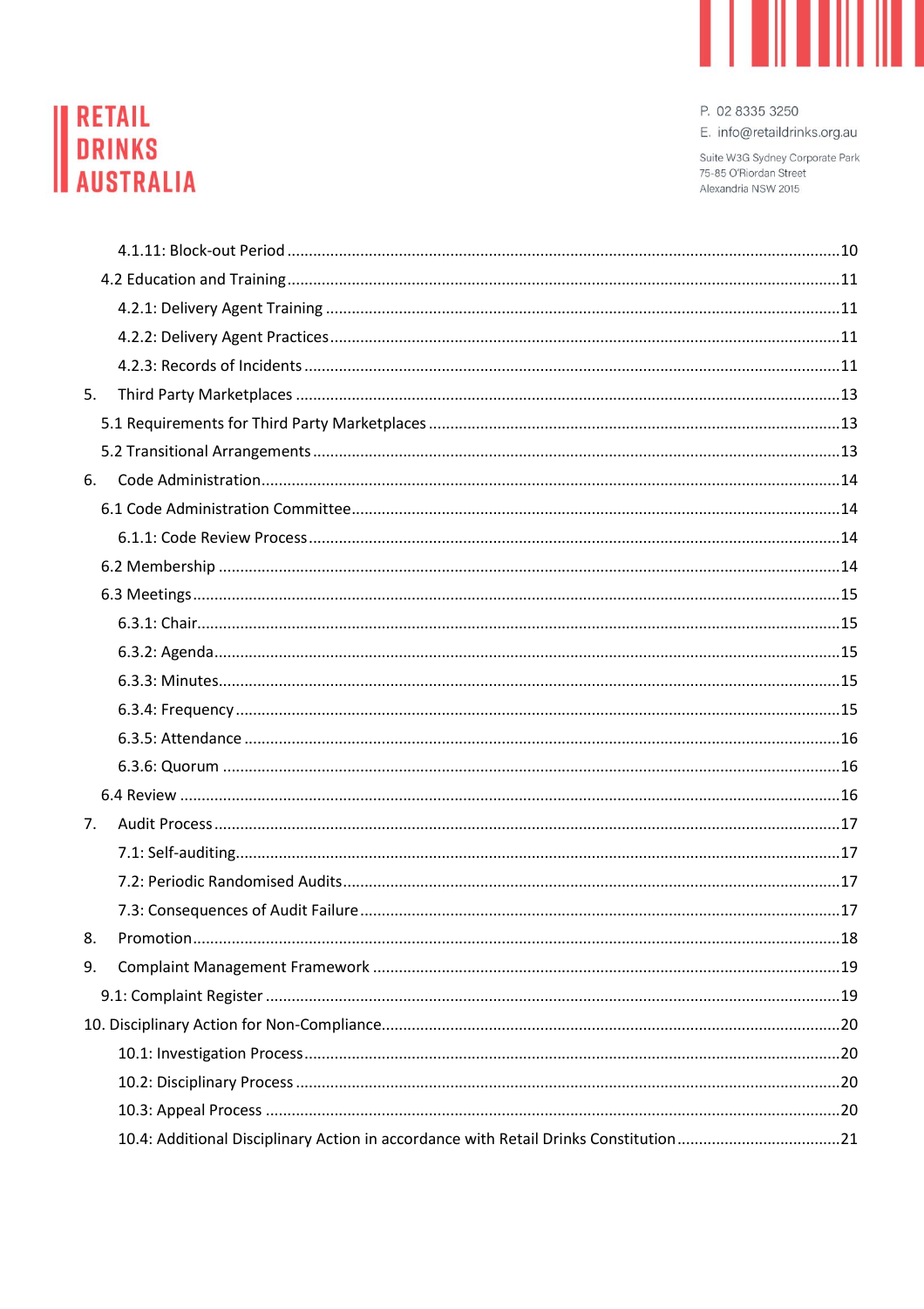4.1.11: Block-out Period .......... 10

4.2 Education and Training .......... 11

4.2.1: Delivery Agent Training .......... 11

4.2.2: Delivery Agent Practices .......... 11

4.2.3: Records of Incidents .......... 11

5. Third Party Marketplaces .......... 13

5.1 Requirements for Third Party Marketplaces .......... 13

5.2 Transitional Arrangements .......... 13

6. Code Administration .......... 14

6.1 Code Administration Committee .......... 14

6.1.1: Code Review Process .......... 14

6.2 Membership .......... 14

6.3 Meetings .......... 15

6.3.1: Chair .......... 15

6.3.2: Agenda .......... 15

6.3.3: Minutes .......... 15

6.3.4: Frequency .......... 15

6.3.5: Attendance .......... 16

6.3.6: Quorum .......... 16

6.4 Review .......... 16

7. Audit Process .......... 17

7.1: Self-auditing .......... 17

7.2: Periodic Randomised Audits .......... 17

7.3: Consequences of Audit Failure .......... 17

8. Promotion .......... 18

9. Complaint Management Framework .......... 19

9.1: Complaint Register .......... 19

10. Disciplinary Action for Non-Compliance .......... 20

10.1: Investigation Process .......... 20

10.2: Disciplinary Process .......... 20

10.3: Appeal Process .......... 20

10.4: Additional Disciplinary Action in accordance with Retail Drinks Constitution .......... 21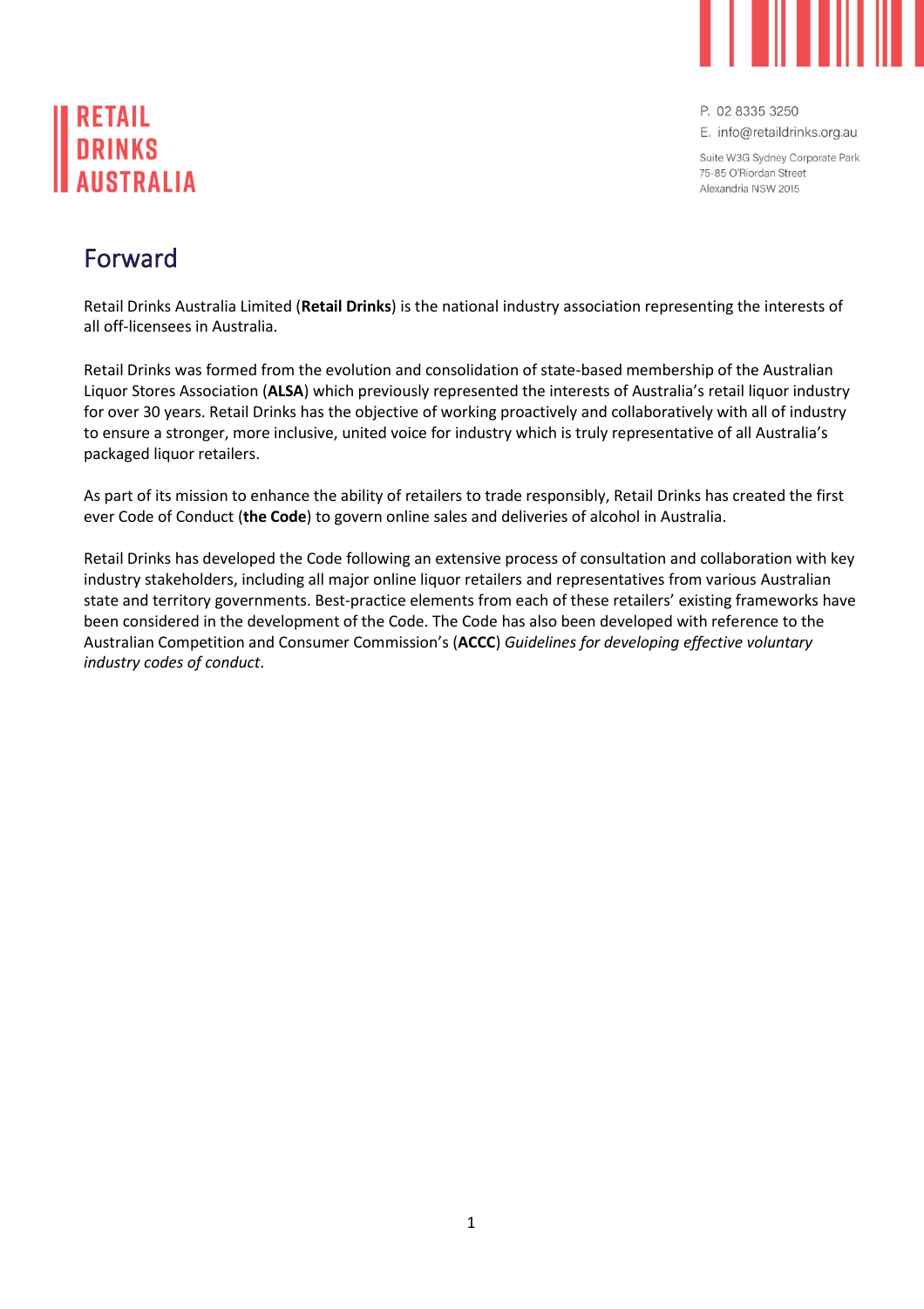RETAIL DRINKS AUSTRALIA

P. 02 8335 3250
E. info@retaildrinks.org.au

Suite W3G Sydney Corporate Park
75-85 O'Riordan Street
Alexandria NSW 2015

# Forward

Retail Drinks Australia Limited (**Retail Drinks**) is the national industry association representing the interests of all off-licensees in Australia.

Retail Drinks was formed from the evolution and consolidation of state-based membership of the Australian Liquor Stores Association (**ALSA**) which previously represented the interests of Australia's retail liquor industry for over 30 years. Retail Drinks has the objective of working proactively and collaboratively with all of industry to ensure a stronger, more inclusive, united voice for industry which is truly representative of all Australia's packaged liquor retailers.

As part of its mission to enhance the ability of retailers to trade responsibly, Retail Drinks has created the first ever Code of Conduct (**the Code**) to govern online sales and deliveries of alcohol in Australia.

Retail Drinks has developed the Code following an extensive process of consultation and collaboration with key industry stakeholders, including all major online liquor retailers and representatives from various Australian state and territory governments. Best-practice elements from each of these retailers' existing frameworks have been considered in the development of the Code. The Code has also been developed with reference to the Australian Competition and Consumer Commission's (**ACCC**) *Guidelines for developing effective voluntary industry codes of conduct*.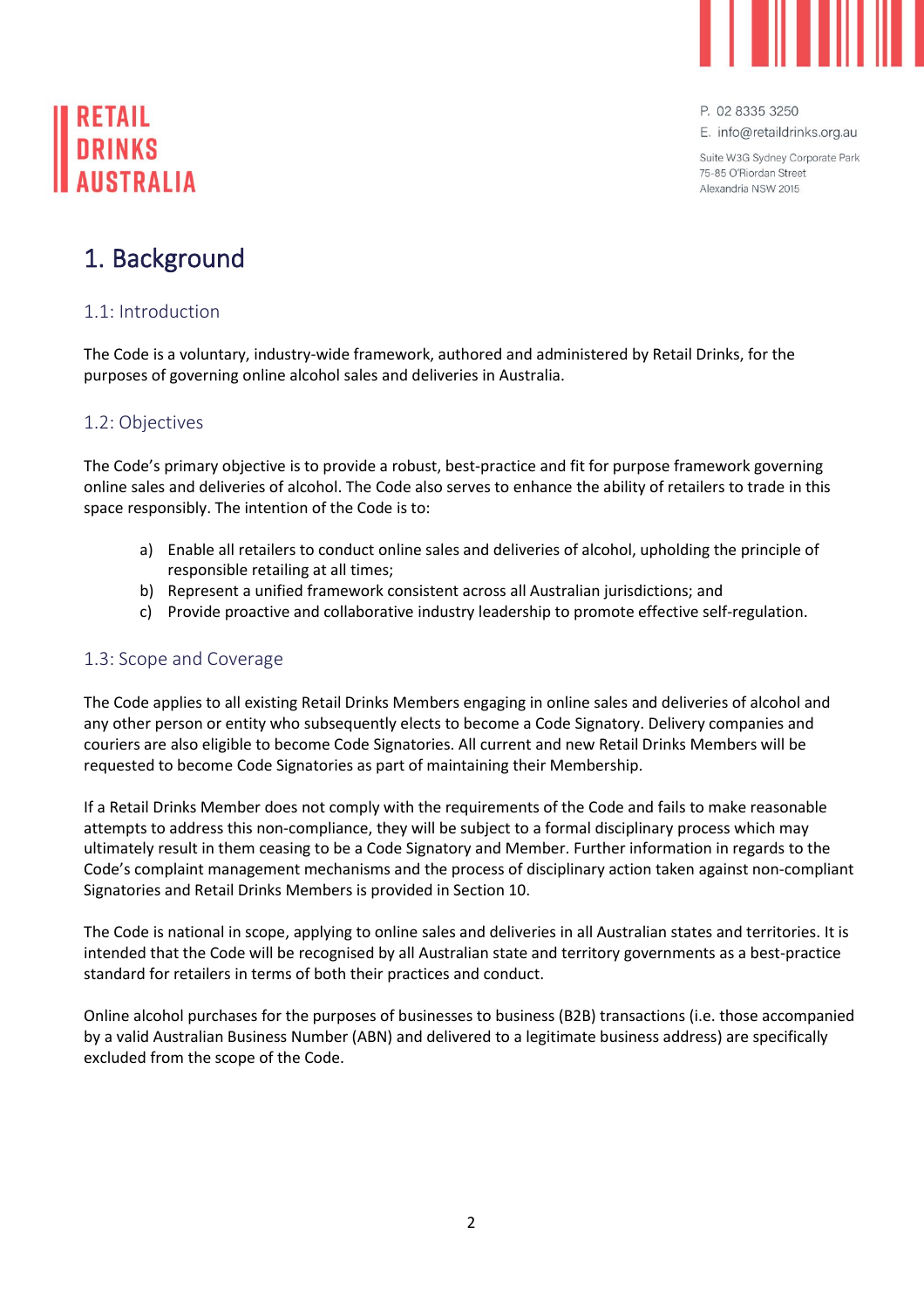# 1. Background

## 1.1: Introduction

The Code is a voluntary, industry-wide framework, authored and administered by Retail Drinks, for the purposes of governing online alcohol sales and deliveries in Australia.

## 1.2: Objectives

The Code's primary objective is to provide a robust, best-practice and fit for purpose framework governing online sales and deliveries of alcohol. The Code also serves to enhance the ability of retailers to trade in this space responsibly. The intention of the Code is to:

a) Enable all retailers to conduct online sales and deliveries of alcohol, upholding the principle of responsible retailing at all times;
b) Represent a unified framework consistent across all Australian jurisdictions; and
c) Provide proactive and collaborative industry leadership to promote effective self-regulation.

## 1.3: Scope and Coverage

The Code applies to all existing Retail Drinks Members engaging in online sales and deliveries of alcohol and any other person or entity who subsequently elects to become a Code Signatory. Delivery companies and couriers are also eligible to become Code Signatories. All current and new Retail Drinks Members will be requested to become Code Signatories as part of maintaining their Membership.

If a Retail Drinks Member does not comply with the requirements of the Code and fails to make reasonable attempts to address this non-compliance, they will be subject to a formal disciplinary process which may ultimately result in them ceasing to be a Code Signatory and Member. Further information in regards to the Code's complaint management mechanisms and the process of disciplinary action taken against non-compliant Signatories and Retail Drinks Members is provided in Section 10.

The Code is national in scope, applying to online sales and deliveries in all Australian states and territories. It is intended that the Code will be recognised by all Australian state and territory governments as a best-practice standard for retailers in terms of both their practices and conduct.

Online alcohol purchases for the purposes of businesses to business (B2B) transactions (i.e. those accompanied by a valid Australian Business Number (ABN) and delivered to a legitimate business address) are specifically excluded from the scope of the Code.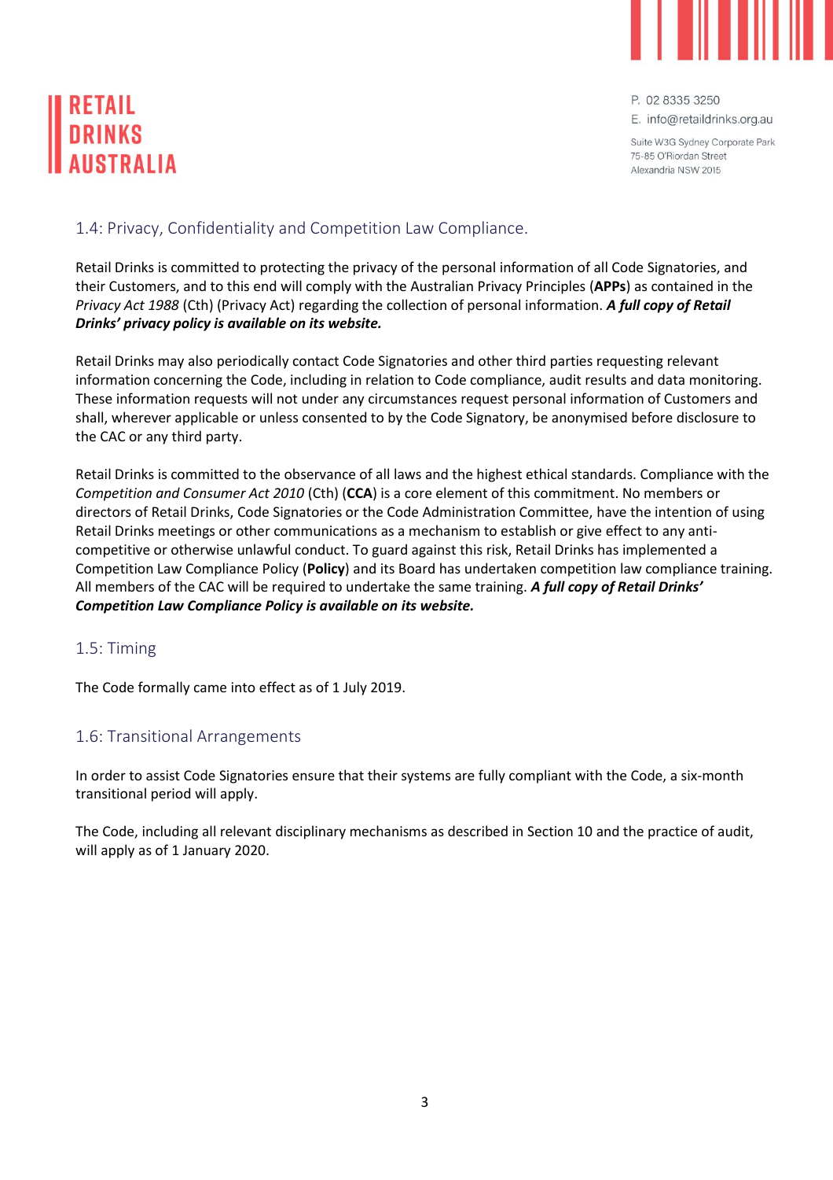## 1.4: Privacy, Confidentiality and Competition Law Compliance.

Retail Drinks is committed to protecting the privacy of the personal information of all Code Signatories, and their Customers, and to this end will comply with the Australian Privacy Principles (**APPs**) as contained in the *Privacy Act 1988* (Cth) (Privacy Act) regarding the collection of personal information. ***A full copy of Retail Drinks' privacy policy is available on its website.***

Retail Drinks may also periodically contact Code Signatories and other third parties requesting relevant information concerning the Code, including in relation to Code compliance, audit results and data monitoring. These information requests will not under any circumstances request personal information of Customers and shall, wherever applicable or unless consented to by the Code Signatory, be anonymised before disclosure to the CAC or any third party.

Retail Drinks is committed to the observance of all laws and the highest ethical standards. Compliance with the *Competition and Consumer Act 2010* (Cth) (**CCA**) is a core element of this commitment. No members or directors of Retail Drinks, Code Signatories or the Code Administration Committee, have the intention of using Retail Drinks meetings or other communications as a mechanism to establish or give effect to any anti-competitive or otherwise unlawful conduct. To guard against this risk, Retail Drinks has implemented a Competition Law Compliance Policy (**Policy**) and its Board has undertaken competition law compliance training. All members of the CAC will be required to undertake the same training. ***A full copy of Retail Drinks' Competition Law Compliance Policy is available on its website.***

## 1.5: Timing

The Code formally came into effect as of 1 July 2019.

## 1.6: Transitional Arrangements

In order to assist Code Signatories ensure that their systems are fully compliant with the Code, a six-month transitional period will apply.

The Code, including all relevant disciplinary mechanisms as described in Section 10 and the practice of audit, will apply as of 1 January 2020.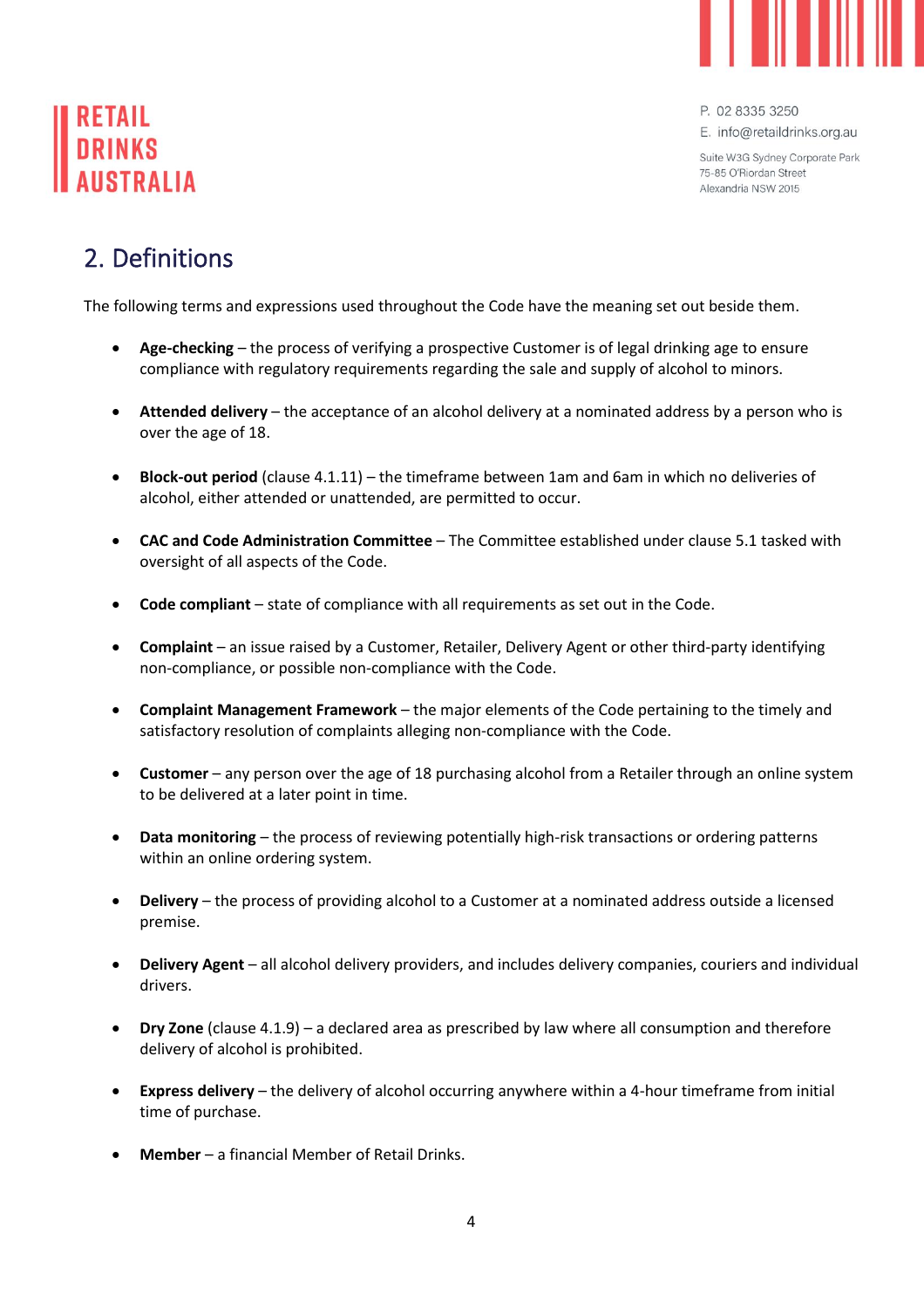## 2. Definitions

The following terms and expressions used throughout the Code have the meaning set out beside them.

- **Age-checking** – the process of verifying a prospective Customer is of legal drinking age to ensure compliance with regulatory requirements regarding the sale and supply of alcohol to minors.
- **Attended delivery** – the acceptance of an alcohol delivery at a nominated address by a person who is over the age of 18.
- **Block-out period** (clause 4.1.11) – the timeframe between 1am and 6am in which no deliveries of alcohol, either attended or unattended, are permitted to occur.
- **CAC and Code Administration Committee** – The Committee established under clause 5.1 tasked with oversight of all aspects of the Code.
- **Code compliant** – state of compliance with all requirements as set out in the Code.
- **Complaint** – an issue raised by a Customer, Retailer, Delivery Agent or other third-party identifying non-compliance, or possible non-compliance with the Code.
- **Complaint Management Framework** – the major elements of the Code pertaining to the timely and satisfactory resolution of complaints alleging non-compliance with the Code.
- **Customer** – any person over the age of 18 purchasing alcohol from a Retailer through an online system to be delivered at a later point in time.
- **Data monitoring** – the process of reviewing potentially high-risk transactions or ordering patterns within an online ordering system.
- **Delivery** – the process of providing alcohol to a Customer at a nominated address outside a licensed premise.
- **Delivery Agent** – all alcohol delivery providers, and includes delivery companies, couriers and individual drivers.
- **Dry Zone** (clause 4.1.9) – a declared area as prescribed by law where all consumption and therefore delivery of alcohol is prohibited.
- **Express delivery** – the delivery of alcohol occurring anywhere within a 4-hour timeframe from initial time of purchase.
- **Member** – a financial Member of Retail Drinks.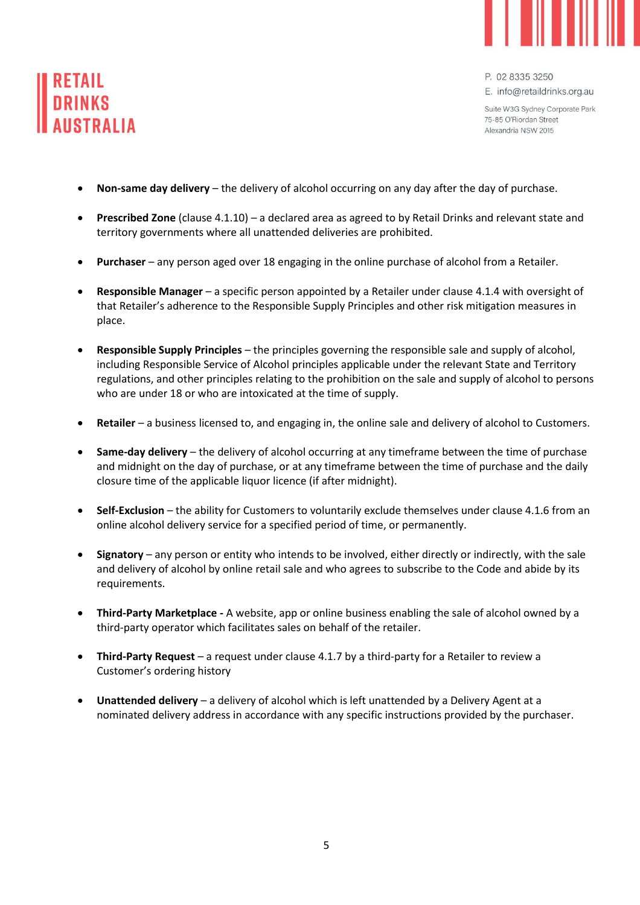- **Non-same day delivery** – the delivery of alcohol occurring on any day after the day of purchase.
- **Prescribed Zone** (clause 4.1.10) – a declared area as agreed to by Retail Drinks and relevant state and territory governments where all unattended deliveries are prohibited.
- **Purchaser** – any person aged over 18 engaging in the online purchase of alcohol from a Retailer.
- **Responsible Manager** – a specific person appointed by a Retailer under clause 4.1.4 with oversight of that Retailer's adherence to the Responsible Supply Principles and other risk mitigation measures in place.
- **Responsible Supply Principles** – the principles governing the responsible sale and supply of alcohol, including Responsible Service of Alcohol principles applicable under the relevant State and Territory regulations, and other principles relating to the prohibition on the sale and supply of alcohol to persons who are under 18 or who are intoxicated at the time of supply.
- **Retailer** – a business licensed to, and engaging in, the online sale and delivery of alcohol to Customers.
- **Same-day delivery** – the delivery of alcohol occurring at any timeframe between the time of purchase and midnight on the day of purchase, or at any timeframe between the time of purchase and the daily closure time of the applicable liquor licence (if after midnight).
- **Self-Exclusion** – the ability for Customers to voluntarily exclude themselves under clause 4.1.6 from an online alcohol delivery service for a specified period of time, or permanently.
- **Signatory** – any person or entity who intends to be involved, either directly or indirectly, with the sale and delivery of alcohol by online retail sale and who agrees to subscribe to the Code and abide by its requirements.
- **Third-Party Marketplace -** A website, app or online business enabling the sale of alcohol owned by a third-party operator which facilitates sales on behalf of the retailer.
- **Third-Party Request** – a request under clause 4.1.7 by a third-party for a Retailer to review a Customer's ordering history
- **Unattended delivery** – a delivery of alcohol which is left unattended by a Delivery Agent at a nominated delivery address in accordance with any specific instructions provided by the purchaser.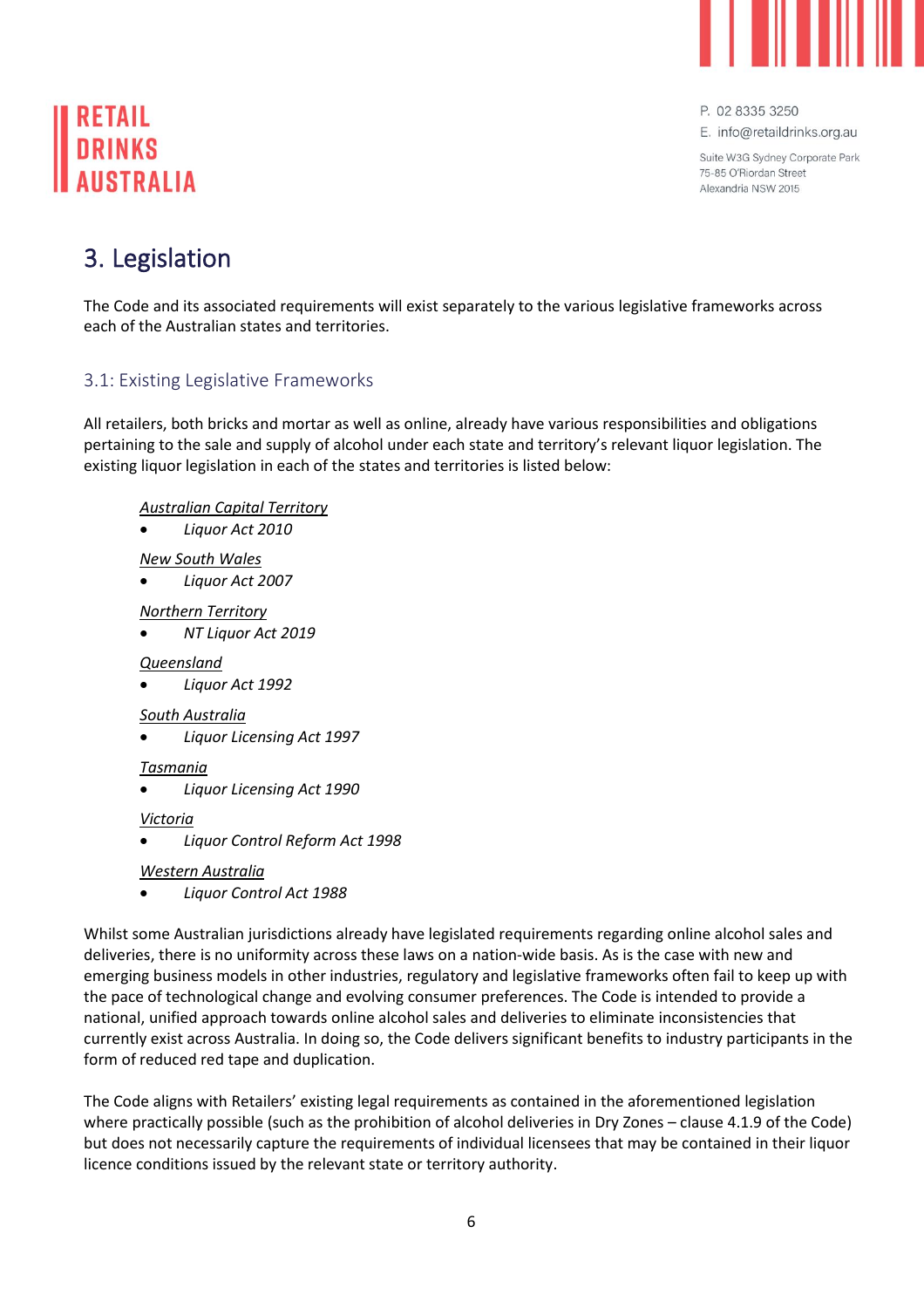# 3. Legislation

The Code and its associated requirements will exist separately to the various legislative frameworks across each of the Australian states and territories.

## 3.1: Existing Legislative Frameworks

All retailers, both bricks and mortar as well as online, already have various responsibilities and obligations pertaining to the sale and supply of alcohol under each state and territory's relevant liquor legislation. The existing liquor legislation in each of the states and territories is listed below:

*Australian Capital Territory*

- *Liquor Act 2010*

*New South Wales*

- *Liquor Act 2007*

*Northern Territory*

- *NT Liquor Act 2019*

*Queensland*

- *Liquor Act 1992*

*South Australia*

- *Liquor Licensing Act 1997*

*Tasmania*

- *Liquor Licensing Act 1990*

*Victoria*

- *Liquor Control Reform Act 1998*

*Western Australia*

- *Liquor Control Act 1988*

Whilst some Australian jurisdictions already have legislated requirements regarding online alcohol sales and deliveries, there is no uniformity across these laws on a nation-wide basis. As is the case with new and emerging business models in other industries, regulatory and legislative frameworks often fail to keep up with the pace of technological change and evolving consumer preferences. The Code is intended to provide a national, unified approach towards online alcohol sales and deliveries to eliminate inconsistencies that currently exist across Australia. In doing so, the Code delivers significant benefits to industry participants in the form of reduced red tape and duplication.

The Code aligns with Retailers' existing legal requirements as contained in the aforementioned legislation where practically possible (such as the prohibition of alcohol deliveries in Dry Zones – clause 4.1.9 of the Code) but does not necessarily capture the requirements of individual licensees that may be contained in their liquor licence conditions issued by the relevant state or territory authority.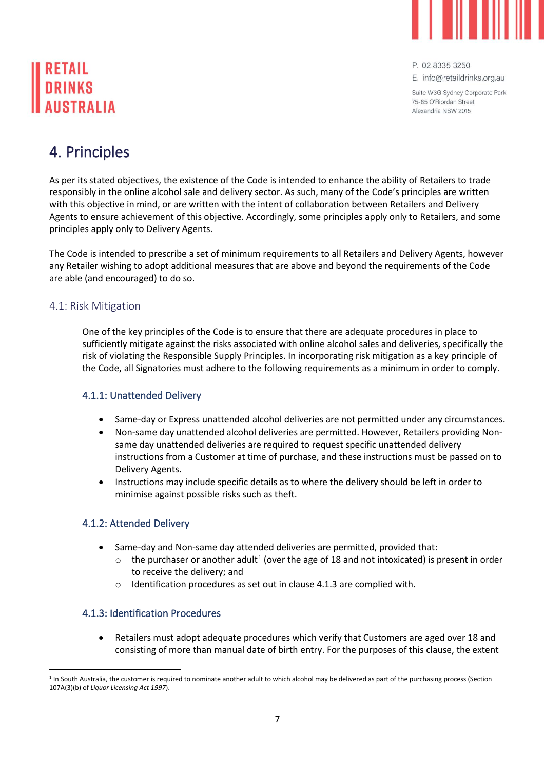# 4. Principles

As per its stated objectives, the existence of the Code is intended to enhance the ability of Retailers to trade responsibly in the online alcohol sale and delivery sector. As such, many of the Code's principles are written with this objective in mind, or are written with the intent of collaboration between Retailers and Delivery Agents to ensure achievement of this objective. Accordingly, some principles apply only to Retailers, and some principles apply only to Delivery Agents.

The Code is intended to prescribe a set of minimum requirements to all Retailers and Delivery Agents, however any Retailer wishing to adopt additional measures that are above and beyond the requirements of the Code are able (and encouraged) to do so.

## 4.1: Risk Mitigation

One of the key principles of the Code is to ensure that there are adequate procedures in place to sufficiently mitigate against the risks associated with online alcohol sales and deliveries, specifically the risk of violating the Responsible Supply Principles. In incorporating risk mitigation as a key principle of the Code, all Signatories must adhere to the following requirements as a minimum in order to comply.

### 4.1.1: Unattended Delivery

- Same-day or Express unattended alcohol deliveries are not permitted under any circumstances.
- Non-same day unattended alcohol deliveries are permitted. However, Retailers providing Non-same day unattended deliveries are required to request specific unattended delivery instructions from a Customer at time of purchase, and these instructions must be passed on to Delivery Agents.
- Instructions may include specific details as to where the delivery should be left in order to minimise against possible risks such as theft.

### 4.1.2: Attended Delivery

- Same-day and Non-same day attended deliveries are permitted, provided that:
  - the purchaser or another adult[1] (over the age of 18 and not intoxicated) is present in order to receive the delivery; and
  - Identification procedures as set out in clause 4.1.3 are complied with.

### 4.1.3: Identification Procedures

- Retailers must adopt adequate procedures which verify that Customers are aged over 18 and consisting of more than manual date of birth entry. For the purposes of this clause, the extent

[1] In South Australia, the customer is required to nominate another adult to which alcohol may be delivered as part of the purchasing process (Section 107A(3)(b) of *Liquor Licensing Act 1997*).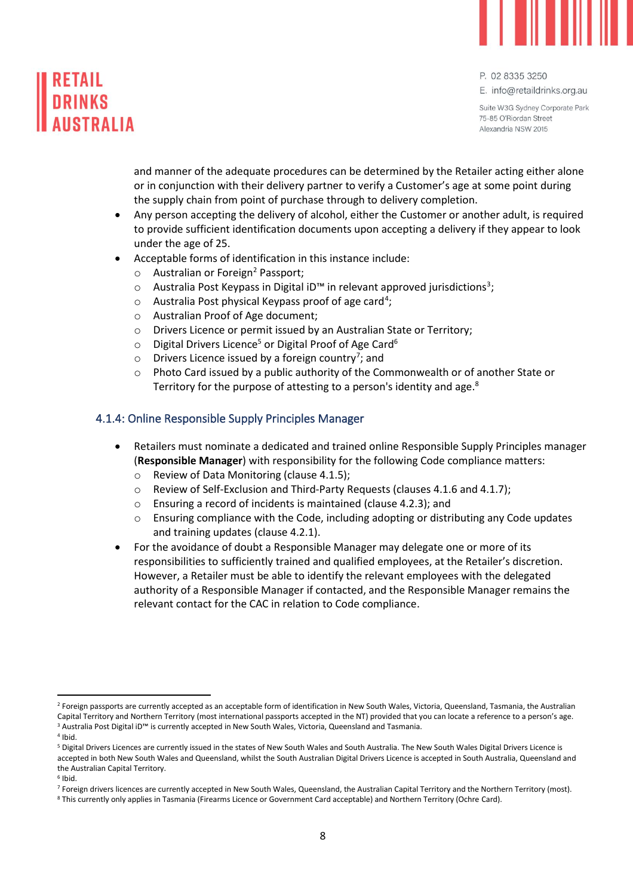and manner of the adequate procedures can be determined by the Retailer acting either alone or in conjunction with their delivery partner to verify a Customer's age at some point during the supply chain from point of purchase through to delivery completion.

- Any person accepting the delivery of alcohol, either the Customer or another adult, is required to provide sufficient identification documents upon accepting a delivery if they appear to look under the age of 25.
- Acceptable forms of identification in this instance include:
  - Australian or Foreign[2] Passport;
  - Australia Post Keypass in Digital iD™ in relevant approved jurisdictions[3];
  - Australia Post physical Keypass proof of age card[4];
  - Australian Proof of Age document;
  - Drivers Licence or permit issued by an Australian State or Territory;
  - Digital Drivers Licence[5] or Digital Proof of Age Card[6]
  - Drivers Licence issued by a foreign country[7]; and
  - Photo Card issued by a public authority of the Commonwealth or of another State or Territory for the purpose of attesting to a person's identity and age.[8]

### 4.1.4: Online Responsible Supply Principles Manager

- Retailers must nominate a dedicated and trained online Responsible Supply Principles manager (**Responsible Manager**) with responsibility for the following Code compliance matters:
  - Review of Data Monitoring (clause 4.1.5);
  - Review of Self-Exclusion and Third-Party Requests (clauses 4.1.6 and 4.1.7);
  - Ensuring a record of incidents is maintained (clause 4.2.3); and
  - Ensuring compliance with the Code, including adopting or distributing any Code updates and training updates (clause 4.2.1).
- For the avoidance of doubt a Responsible Manager may delegate one or more of its responsibilities to sufficiently trained and qualified employees, at the Retailer's discretion. However, a Retailer must be able to identify the relevant employees with the delegated authority of a Responsible Manager if contacted, and the Responsible Manager remains the relevant contact for the CAC in relation to Code compliance.

---

[2] Foreign passports are currently accepted as an acceptable form of identification in New South Wales, Victoria, Queensland, Tasmania, the Australian Capital Territory and Northern Territory (most international passports accepted in the NT) provided that you can locate a reference to a person's age.

[3] Australia Post Digital iD™ is currently accepted in New South Wales, Victoria, Queensland and Tasmania.

[4] Ibid.

[5] Digital Drivers Licences are currently issued in the states of New South Wales and South Australia. The New South Wales Digital Drivers Licence is accepted in both New South Wales and Queensland, whilst the South Australian Digital Drivers Licence is accepted in South Australia, Queensland and the Australian Capital Territory.

[6] Ibid.

[7] Foreign drivers licences are currently accepted in New South Wales, Queensland, the Australian Capital Territory and the Northern Territory (most).

[8] This currently only applies in Tasmania (Firearms Licence or Government Card acceptable) and Northern Territory (Ochre Card).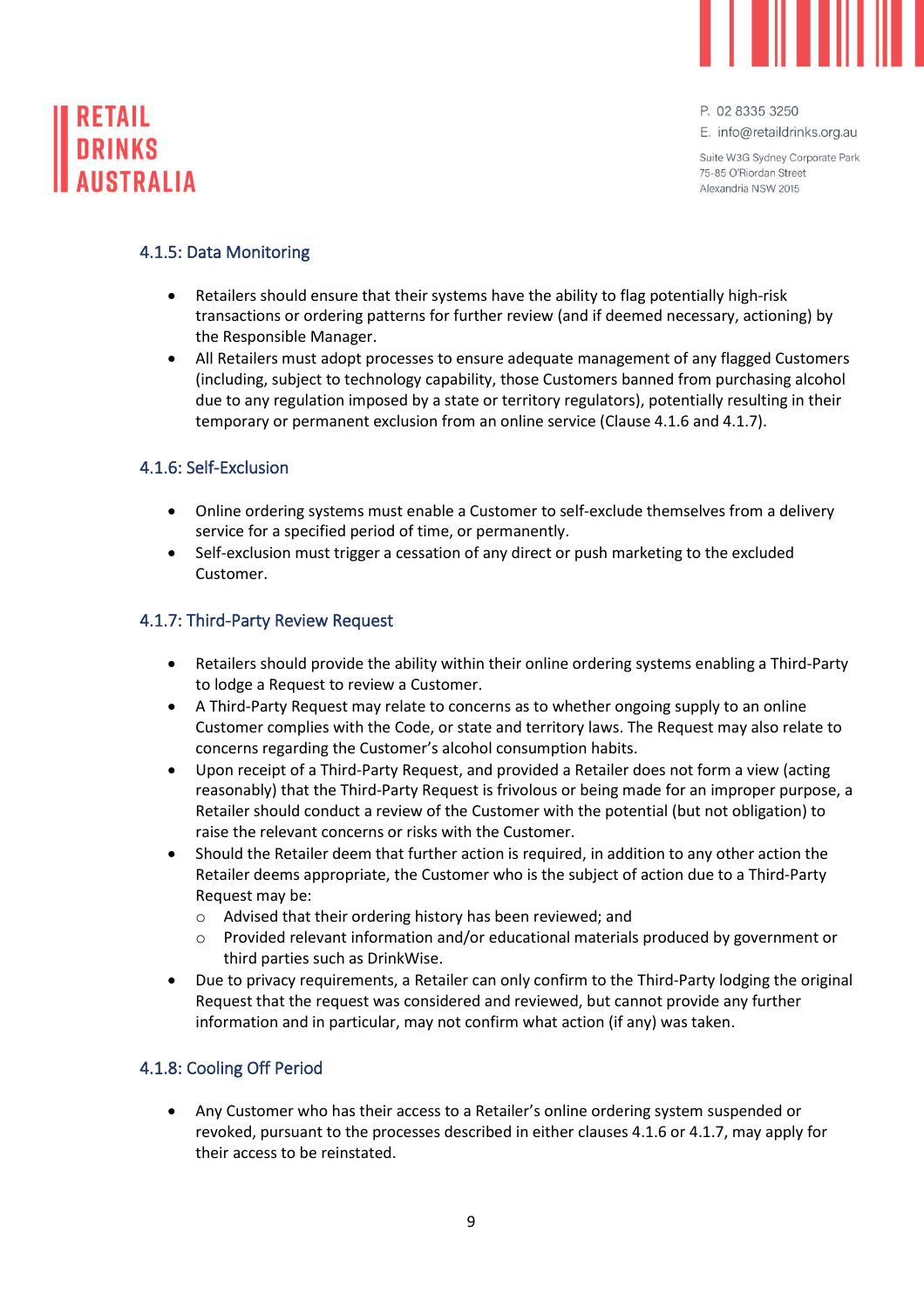#### 4.1.5: Data Monitoring

- Retailers should ensure that their systems have the ability to flag potentially high-risk transactions or ordering patterns for further review (and if deemed necessary, actioning) by the Responsible Manager.
- All Retailers must adopt processes to ensure adequate management of any flagged Customers (including, subject to technology capability, those Customers banned from purchasing alcohol due to any regulation imposed by a state or territory regulators), potentially resulting in their temporary or permanent exclusion from an online service (Clause 4.1.6 and 4.1.7).

#### 4.1.6: Self-Exclusion

- Online ordering systems must enable a Customer to self-exclude themselves from a delivery service for a specified period of time, or permanently.
- Self-exclusion must trigger a cessation of any direct or push marketing to the excluded Customer.

#### 4.1.7: Third-Party Review Request

- Retailers should provide the ability within their online ordering systems enabling a Third-Party to lodge a Request to review a Customer.
- A Third-Party Request may relate to concerns as to whether ongoing supply to an online Customer complies with the Code, or state and territory laws. The Request may also relate to concerns regarding the Customer's alcohol consumption habits.
- Upon receipt of a Third-Party Request, and provided a Retailer does not form a view (acting reasonably) that the Third-Party Request is frivolous or being made for an improper purpose, a Retailer should conduct a review of the Customer with the potential (but not obligation) to raise the relevant concerns or risks with the Customer.
- Should the Retailer deem that further action is required, in addition to any other action the Retailer deems appropriate, the Customer who is the subject of action due to a Third-Party Request may be:
  - Advised that their ordering history has been reviewed; and
  - Provided relevant information and/or educational materials produced by government or third parties such as DrinkWise.
- Due to privacy requirements, a Retailer can only confirm to the Third-Party lodging the original Request that the request was considered and reviewed, but cannot provide any further information and in particular, may not confirm what action (if any) was taken.

#### 4.1.8: Cooling Off Period

- Any Customer who has their access to a Retailer's online ordering system suspended or revoked, pursuant to the processes described in either clauses 4.1.6 or 4.1.7, may apply for their access to be reinstated.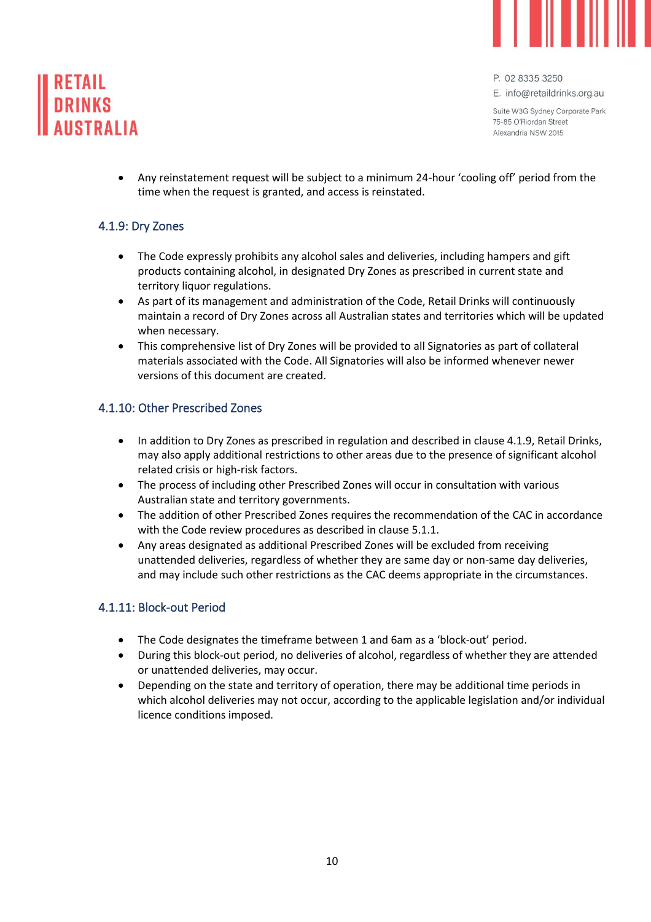- Any reinstatement request will be subject to a minimum 24-hour 'cooling off' period from the time when the request is granted, and access is reinstated.

### 4.1.9: Dry Zones

- The Code expressly prohibits any alcohol sales and deliveries, including hampers and gift products containing alcohol, in designated Dry Zones as prescribed in current state and territory liquor regulations.
- As part of its management and administration of the Code, Retail Drinks will continuously maintain a record of Dry Zones across all Australian states and territories which will be updated when necessary.
- This comprehensive list of Dry Zones will be provided to all Signatories as part of collateral materials associated with the Code. All Signatories will also be informed whenever newer versions of this document are created.

### 4.1.10: Other Prescribed Zones

- In addition to Dry Zones as prescribed in regulation and described in clause 4.1.9, Retail Drinks, may also apply additional restrictions to other areas due to the presence of significant alcohol related crisis or high-risk factors.
- The process of including other Prescribed Zones will occur in consultation with various Australian state and territory governments.
- The addition of other Prescribed Zones requires the recommendation of the CAC in accordance with the Code review procedures as described in clause 5.1.1.
- Any areas designated as additional Prescribed Zones will be excluded from receiving unattended deliveries, regardless of whether they are same day or non-same day deliveries, and may include such other restrictions as the CAC deems appropriate in the circumstances.

### 4.1.11: Block-out Period

- The Code designates the timeframe between 1 and 6am as a 'block-out' period.
- During this block-out period, no deliveries of alcohol, regardless of whether they are attended or unattended deliveries, may occur.
- Depending on the state and territory of operation, there may be additional time periods in which alcohol deliveries may not occur, according to the applicable legislation and/or individual licence conditions imposed.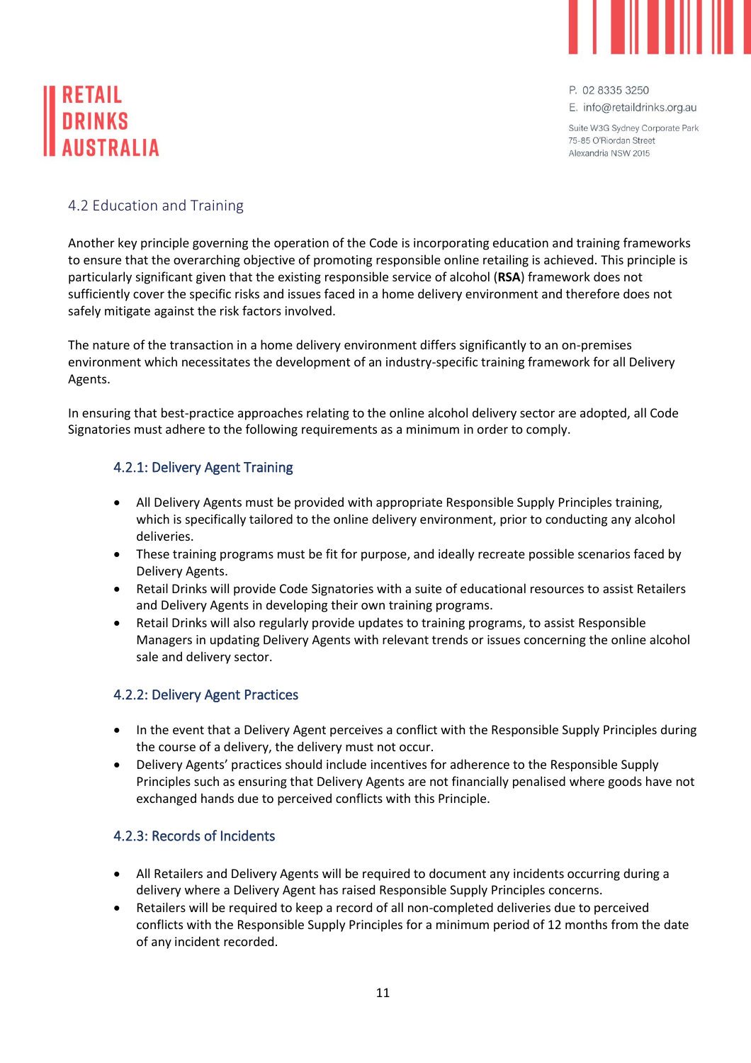## 4.2 Education and Training

Another key principle governing the operation of the Code is incorporating education and training frameworks to ensure that the overarching objective of promoting responsible online retailing is achieved. This principle is particularly significant given that the existing responsible service of alcohol (**RSA**) framework does not sufficiently cover the specific risks and issues faced in a home delivery environment and therefore does not safely mitigate against the risk factors involved.

The nature of the transaction in a home delivery environment differs significantly to an on-premises environment which necessitates the development of an industry-specific training framework for all Delivery Agents.

In ensuring that best-practice approaches relating to the online alcohol delivery sector are adopted, all Code Signatories must adhere to the following requirements as a minimum in order to comply.

### 4.2.1: Delivery Agent Training

- All Delivery Agents must be provided with appropriate Responsible Supply Principles training, which is specifically tailored to the online delivery environment, prior to conducting any alcohol deliveries.
- These training programs must be fit for purpose, and ideally recreate possible scenarios faced by Delivery Agents.
- Retail Drinks will provide Code Signatories with a suite of educational resources to assist Retailers and Delivery Agents in developing their own training programs.
- Retail Drinks will also regularly provide updates to training programs, to assist Responsible Managers in updating Delivery Agents with relevant trends or issues concerning the online alcohol sale and delivery sector.

### 4.2.2: Delivery Agent Practices

- In the event that a Delivery Agent perceives a conflict with the Responsible Supply Principles during the course of a delivery, the delivery must not occur.
- Delivery Agents' practices should include incentives for adherence to the Responsible Supply Principles such as ensuring that Delivery Agents are not financially penalised where goods have not exchanged hands due to perceived conflicts with this Principle.

### 4.2.3: Records of Incidents

- All Retailers and Delivery Agents will be required to document any incidents occurring during a delivery where a Delivery Agent has raised Responsible Supply Principles concerns.
- Retailers will be required to keep a record of all non-completed deliveries due to perceived conflicts with the Responsible Supply Principles for a minimum period of 12 months from the date of any incident recorded.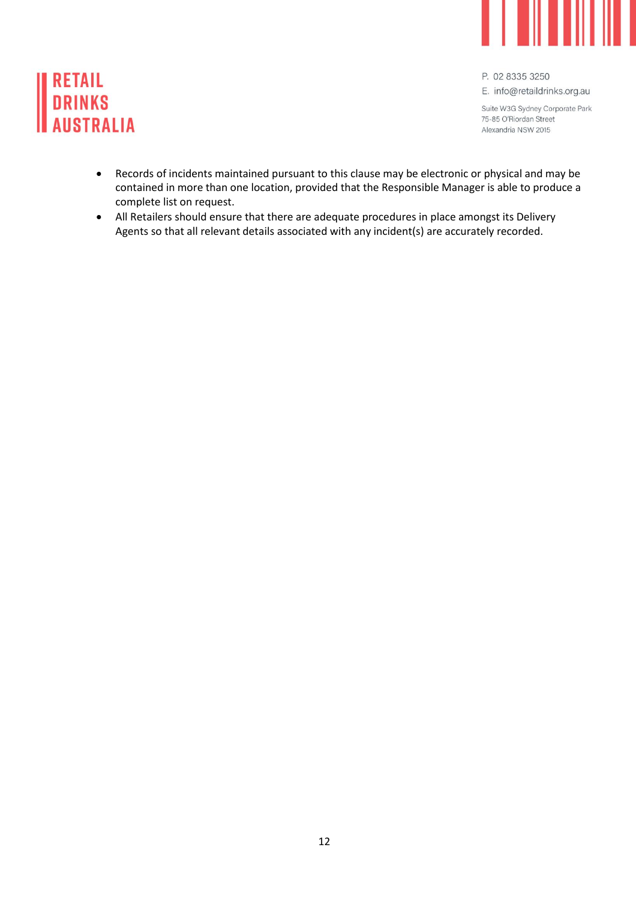- Records of incidents maintained pursuant to this clause may be electronic or physical and may be contained in more than one location, provided that the Responsible Manager is able to produce a complete list on request.
- All Retailers should ensure that there are adequate procedures in place amongst its Delivery Agents so that all relevant details associated with any incident(s) are accurately recorded.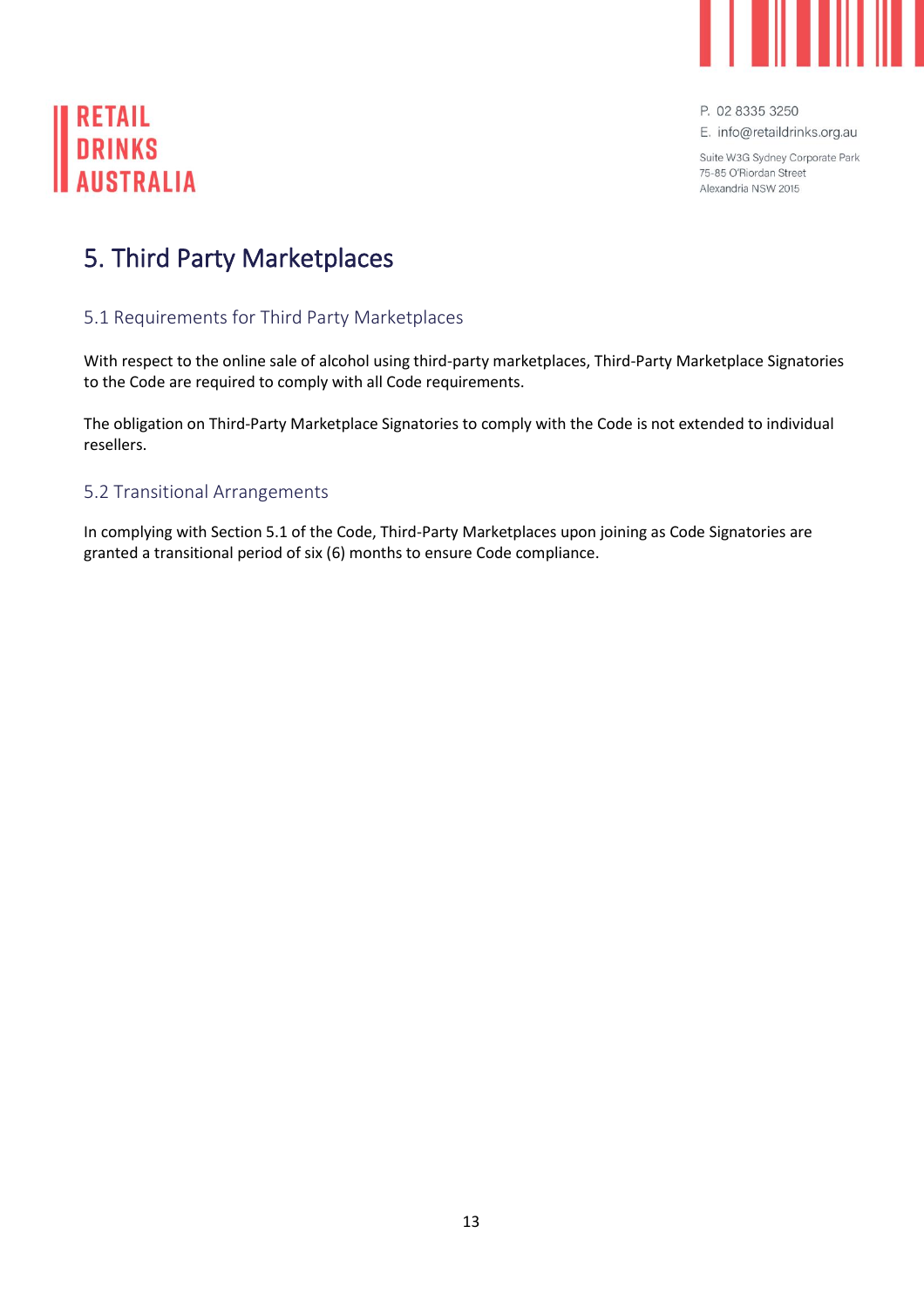# 5. Third Party Marketplaces

## 5.1 Requirements for Third Party Marketplaces

With respect to the online sale of alcohol using third-party marketplaces, Third-Party Marketplace Signatories to the Code are required to comply with all Code requirements.

The obligation on Third-Party Marketplace Signatories to comply with the Code is not extended to individual resellers.

## 5.2 Transitional Arrangements

In complying with Section 5.1 of the Code, Third-Party Marketplaces upon joining as Code Signatories are granted a transitional period of six (6) months to ensure Code compliance.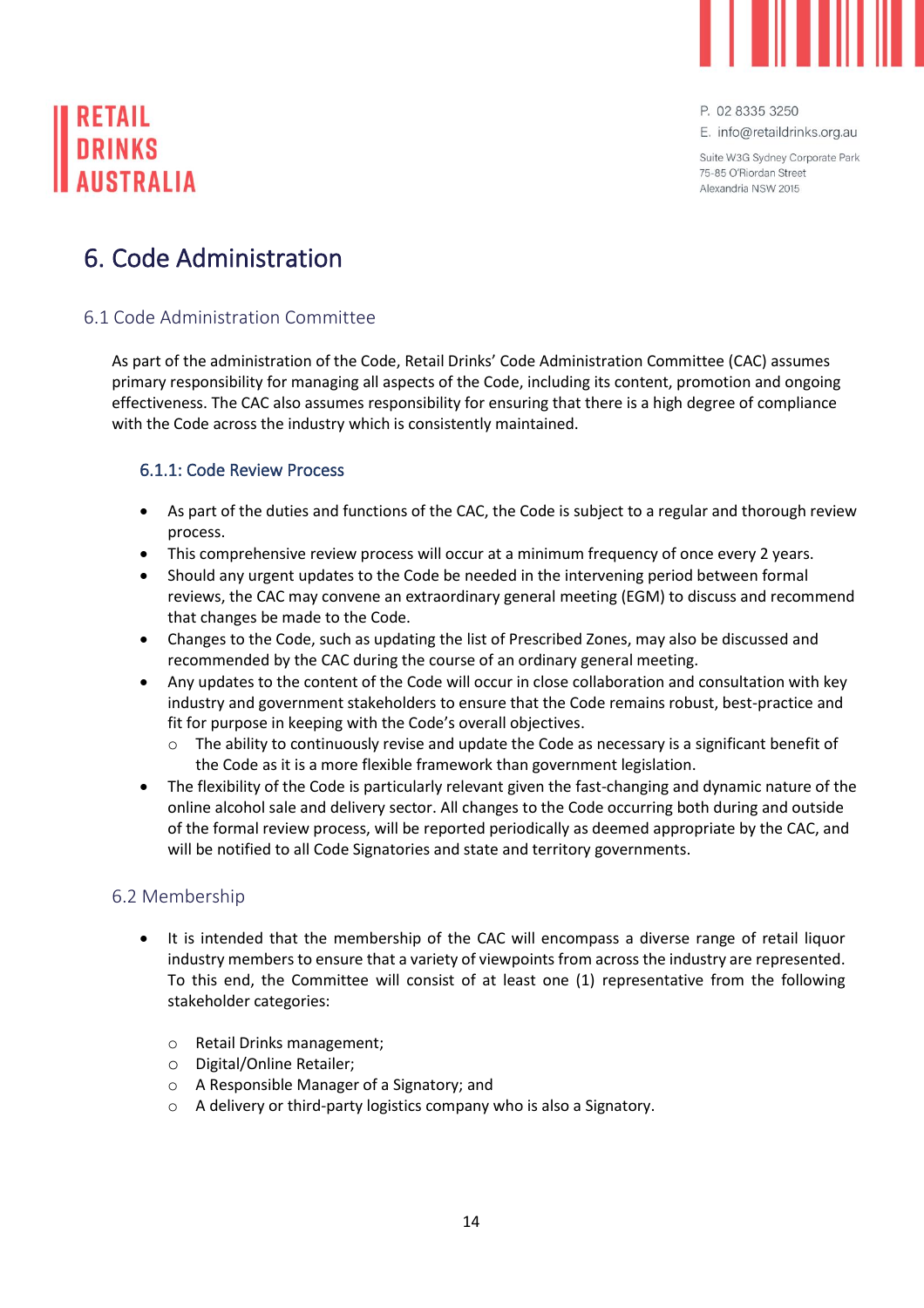# 6. Code Administration

## 6.1 Code Administration Committee

As part of the administration of the Code, Retail Drinks' Code Administration Committee (CAC) assumes primary responsibility for managing all aspects of the Code, including its content, promotion and ongoing effectiveness. The CAC also assumes responsibility for ensuring that there is a high degree of compliance with the Code across the industry which is consistently maintained.

### 6.1.1: Code Review Process

- As part of the duties and functions of the CAC, the Code is subject to a regular and thorough review process.
- This comprehensive review process will occur at a minimum frequency of once every 2 years.
- Should any urgent updates to the Code be needed in the intervening period between formal reviews, the CAC may convene an extraordinary general meeting (EGM) to discuss and recommend that changes be made to the Code.
- Changes to the Code, such as updating the list of Prescribed Zones, may also be discussed and recommended by the CAC during the course of an ordinary general meeting.
- Any updates to the content of the Code will occur in close collaboration and consultation with key industry and government stakeholders to ensure that the Code remains robust, best-practice and fit for purpose in keeping with the Code's overall objectives.
  - The ability to continuously revise and update the Code as necessary is a significant benefit of the Code as it is a more flexible framework than government legislation.
- The flexibility of the Code is particularly relevant given the fast-changing and dynamic nature of the online alcohol sale and delivery sector. All changes to the Code occurring both during and outside of the formal review process, will be reported periodically as deemed appropriate by the CAC, and will be notified to all Code Signatories and state and territory governments.

## 6.2 Membership

- It is intended that the membership of the CAC will encompass a diverse range of retail liquor industry members to ensure that a variety of viewpoints from across the industry are represented. To this end, the Committee will consist of at least one (1) representative from the following stakeholder categories:
  - Retail Drinks management;
  - Digital/Online Retailer;
  - A Responsible Manager of a Signatory; and
  - A delivery or third-party logistics company who is also a Signatory.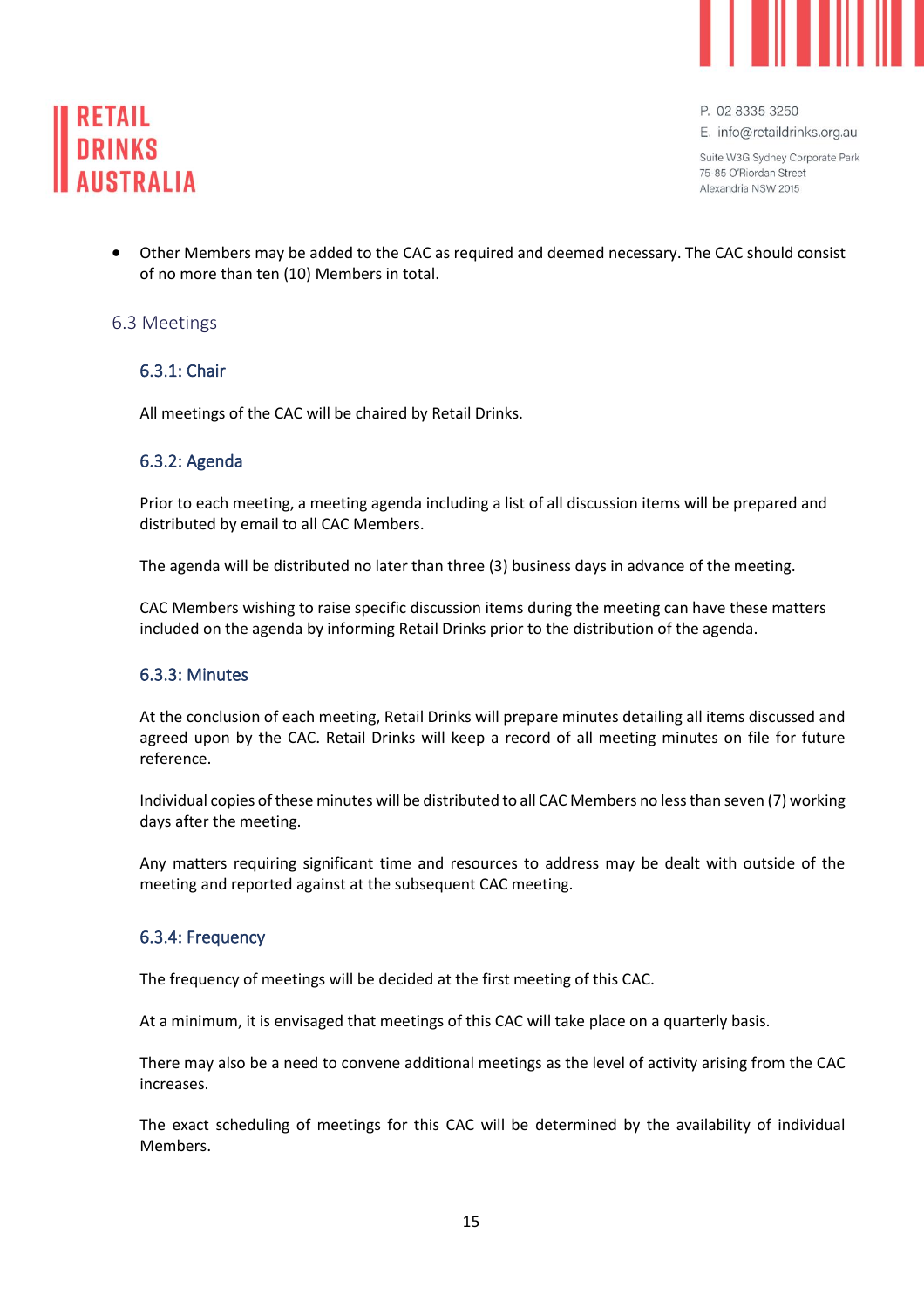- Other Members may be added to the CAC as required and deemed necessary. The CAC should consist of no more than ten (10) Members in total.

## 6.3 Meetings

### 6.3.1: Chair

All meetings of the CAC will be chaired by Retail Drinks.

### 6.3.2: Agenda

Prior to each meeting, a meeting agenda including a list of all discussion items will be prepared and distributed by email to all CAC Members.

The agenda will be distributed no later than three (3) business days in advance of the meeting.

CAC Members wishing to raise specific discussion items during the meeting can have these matters included on the agenda by informing Retail Drinks prior to the distribution of the agenda.

### 6.3.3: Minutes

At the conclusion of each meeting, Retail Drinks will prepare minutes detailing all items discussed and agreed upon by the CAC. Retail Drinks will keep a record of all meeting minutes on file for future reference.

Individual copies of these minutes will be distributed to all CAC Members no less than seven (7) working days after the meeting.

Any matters requiring significant time and resources to address may be dealt with outside of the meeting and reported against at the subsequent CAC meeting.

### 6.3.4: Frequency

The frequency of meetings will be decided at the first meeting of this CAC.

At a minimum, it is envisaged that meetings of this CAC will take place on a quarterly basis.

There may also be a need to convene additional meetings as the level of activity arising from the CAC increases.

The exact scheduling of meetings for this CAC will be determined by the availability of individual Members.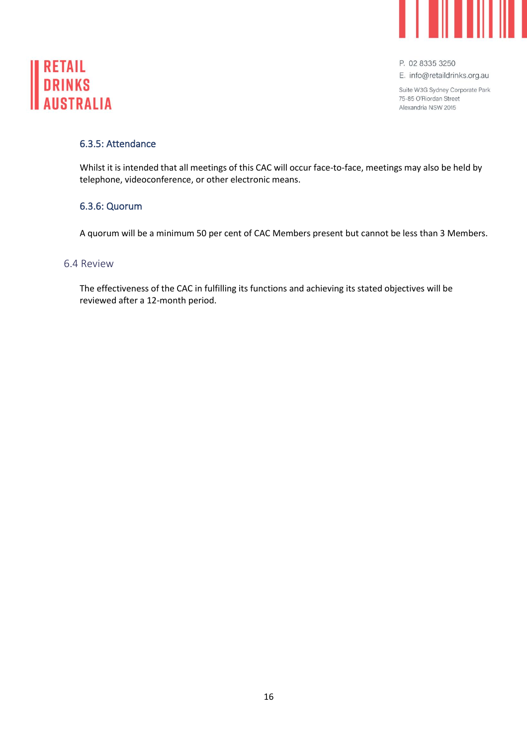#### 6.3.5: Attendance

Whilst it is intended that all meetings of this CAC will occur face-to-face, meetings may also be held by telephone, videoconference, or other electronic means.

#### 6.3.6: Quorum

A quorum will be a minimum 50 per cent of CAC Members present but cannot be less than 3 Members.

### 6.4 Review

The effectiveness of the CAC in fulfilling its functions and achieving its stated objectives will be reviewed after a 12-month period.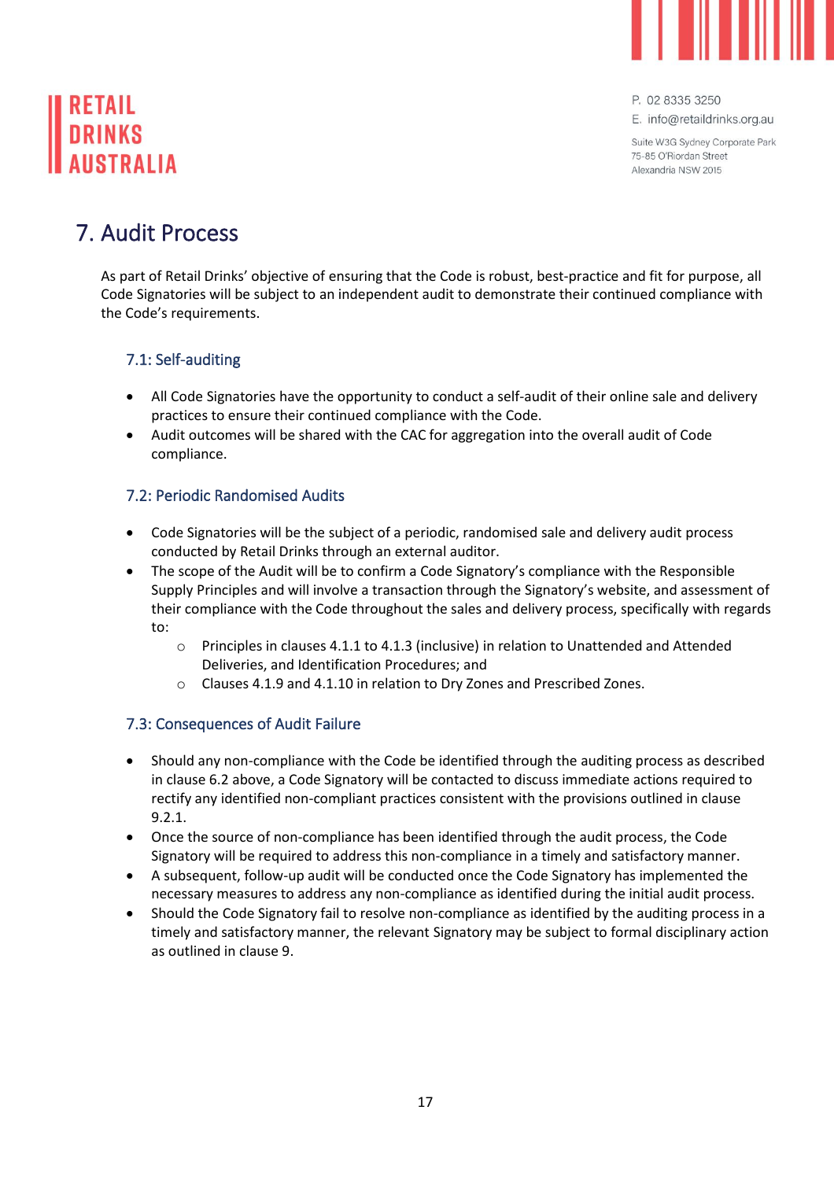# 7. Audit Process

As part of Retail Drinks' objective of ensuring that the Code is robust, best-practice and fit for purpose, all Code Signatories will be subject to an independent audit to demonstrate their continued compliance with the Code's requirements.

## 7.1: Self-auditing

- All Code Signatories have the opportunity to conduct a self-audit of their online sale and delivery practices to ensure their continued compliance with the Code.
- Audit outcomes will be shared with the CAC for aggregation into the overall audit of Code compliance.

## 7.2: Periodic Randomised Audits

- Code Signatories will be the subject of a periodic, randomised sale and delivery audit process conducted by Retail Drinks through an external auditor.
- The scope of the Audit will be to confirm a Code Signatory's compliance with the Responsible Supply Principles and will involve a transaction through the Signatory's website, and assessment of their compliance with the Code throughout the sales and delivery process, specifically with regards to:
  - Principles in clauses 4.1.1 to 4.1.3 (inclusive) in relation to Unattended and Attended Deliveries, and Identification Procedures; and
  - Clauses 4.1.9 and 4.1.10 in relation to Dry Zones and Prescribed Zones.

## 7.3: Consequences of Audit Failure

- Should any non-compliance with the Code be identified through the auditing process as described in clause 6.2 above, a Code Signatory will be contacted to discuss immediate actions required to rectify any identified non-compliant practices consistent with the provisions outlined in clause 9.2.1.
- Once the source of non-compliance has been identified through the audit process, the Code Signatory will be required to address this non-compliance in a timely and satisfactory manner.
- A subsequent, follow-up audit will be conducted once the Code Signatory has implemented the necessary measures to address any non-compliance as identified during the initial audit process.
- Should the Code Signatory fail to resolve non-compliance as identified by the auditing process in a timely and satisfactory manner, the relevant Signatory may be subject to formal disciplinary action as outlined in clause 9.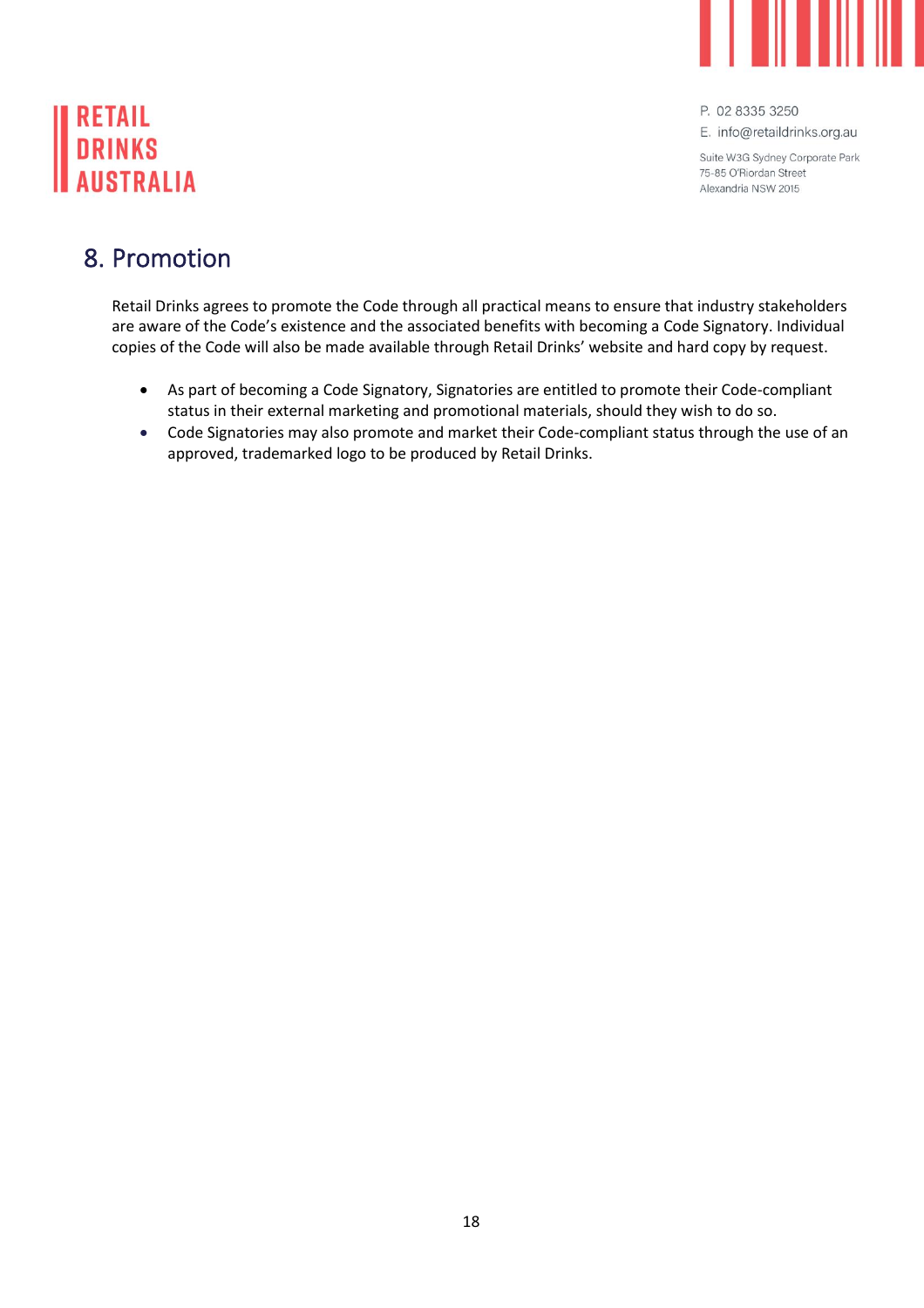## 8. Promotion

Retail Drinks agrees to promote the Code through all practical means to ensure that industry stakeholders are aware of the Code's existence and the associated benefits with becoming a Code Signatory. Individual copies of the Code will also be made available through Retail Drinks' website and hard copy by request.

- As part of becoming a Code Signatory, Signatories are entitled to promote their Code-compliant status in their external marketing and promotional materials, should they wish to do so.
- Code Signatories may also promote and market their Code-compliant status through the use of an approved, trademarked logo to be produced by Retail Drinks.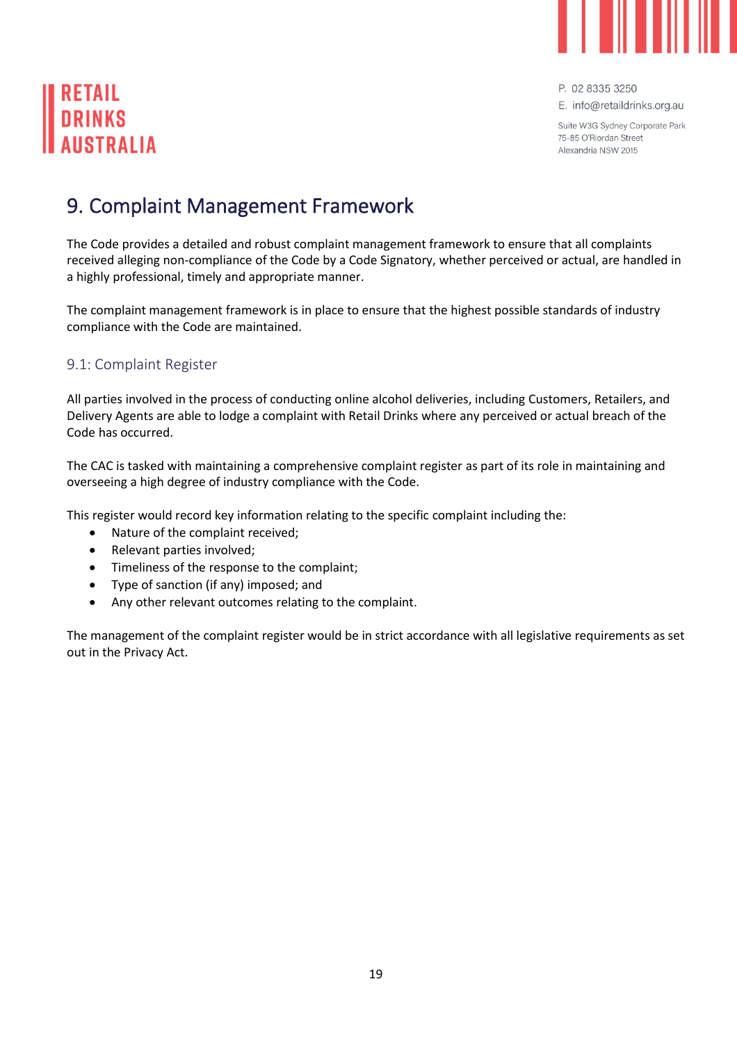# 9. Complaint Management Framework

The Code provides a detailed and robust complaint management framework to ensure that all complaints received alleging non-compliance of the Code by a Code Signatory, whether perceived or actual, are handled in a highly professional, timely and appropriate manner.

The complaint management framework is in place to ensure that the highest possible standards of industry compliance with the Code are maintained.

## 9.1: Complaint Register

All parties involved in the process of conducting online alcohol deliveries, including Customers, Retailers, and Delivery Agents are able to lodge a complaint with Retail Drinks where any perceived or actual breach of the Code has occurred.

The CAC is tasked with maintaining a comprehensive complaint register as part of its role in maintaining and overseeing a high degree of industry compliance with the Code.

This register would record key information relating to the specific complaint including the:

- Nature of the complaint received;
- Relevant parties involved;
- Timeliness of the response to the complaint;
- Type of sanction (if any) imposed; and
- Any other relevant outcomes relating to the complaint.

The management of the complaint register would be in strict accordance with all legislative requirements as set out in the Privacy Act.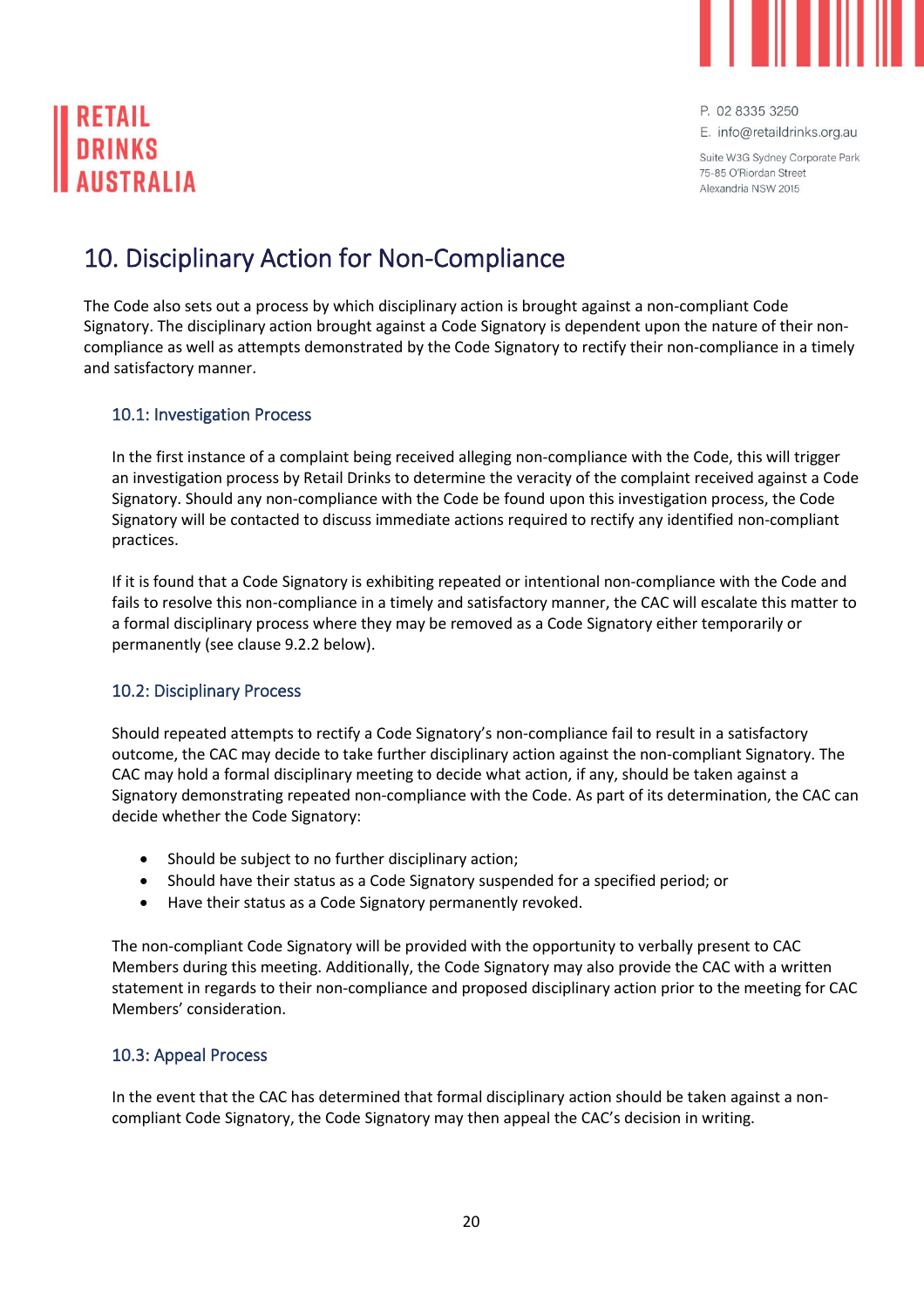# 10. Disciplinary Action for Non-Compliance

The Code also sets out a process by which disciplinary action is brought against a non-compliant Code Signatory. The disciplinary action brought against a Code Signatory is dependent upon the nature of their non-compliance as well as attempts demonstrated by the Code Signatory to rectify their non-compliance in a timely and satisfactory manner.

## 10.1: Investigation Process

In the first instance of a complaint being received alleging non-compliance with the Code, this will trigger an investigation process by Retail Drinks to determine the veracity of the complaint received against a Code Signatory. Should any non-compliance with the Code be found upon this investigation process, the Code Signatory will be contacted to discuss immediate actions required to rectify any identified non-compliant practices.

If it is found that a Code Signatory is exhibiting repeated or intentional non-compliance with the Code and fails to resolve this non-compliance in a timely and satisfactory manner, the CAC will escalate this matter to a formal disciplinary process where they may be removed as a Code Signatory either temporarily or permanently (see clause 9.2.2 below).

## 10.2: Disciplinary Process

Should repeated attempts to rectify a Code Signatory's non-compliance fail to result in a satisfactory outcome, the CAC may decide to take further disciplinary action against the non-compliant Signatory. The CAC may hold a formal disciplinary meeting to decide what action, if any, should be taken against a Signatory demonstrating repeated non-compliance with the Code. As part of its determination, the CAC can decide whether the Code Signatory:

- Should be subject to no further disciplinary action;
- Should have their status as a Code Signatory suspended for a specified period; or
- Have their status as a Code Signatory permanently revoked.

The non-compliant Code Signatory will be provided with the opportunity to verbally present to CAC Members during this meeting. Additionally, the Code Signatory may also provide the CAC with a written statement in regards to their non-compliance and proposed disciplinary action prior to the meeting for CAC Members' consideration.

## 10.3: Appeal Process

In the event that the CAC has determined that formal disciplinary action should be taken against a non-compliant Code Signatory, the Code Signatory may then appeal the CAC's decision in writing.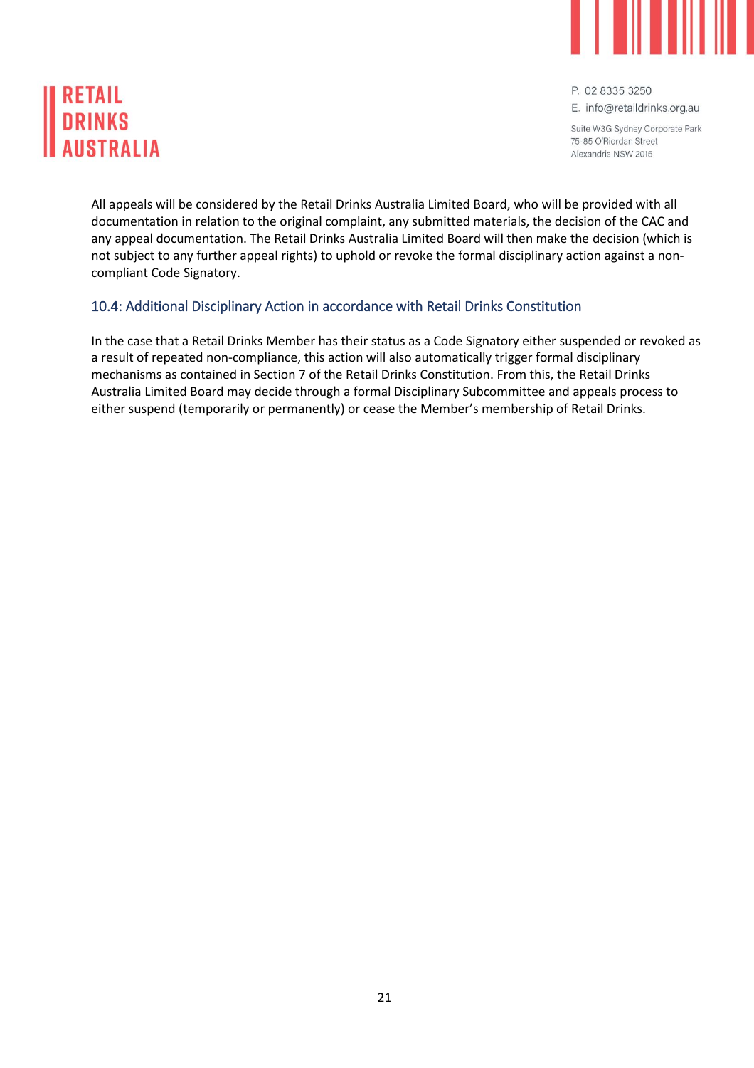All appeals will be considered by the Retail Drinks Australia Limited Board, who will be provided with all documentation in relation to the original complaint, any submitted materials, the decision of the CAC and any appeal documentation. The Retail Drinks Australia Limited Board will then make the decision (which is not subject to any further appeal rights) to uphold or revoke the formal disciplinary action against a non-compliant Code Signatory.

### 10.4: Additional Disciplinary Action in accordance with Retail Drinks Constitution

In the case that a Retail Drinks Member has their status as a Code Signatory either suspended or revoked as a result of repeated non-compliance, this action will also automatically trigger formal disciplinary mechanisms as contained in Section 7 of the Retail Drinks Constitution. From this, the Retail Drinks Australia Limited Board may decide through a formal Disciplinary Subcommittee and appeals process to either suspend (temporarily or permanently) or cease the Member's membership of Retail Drinks.